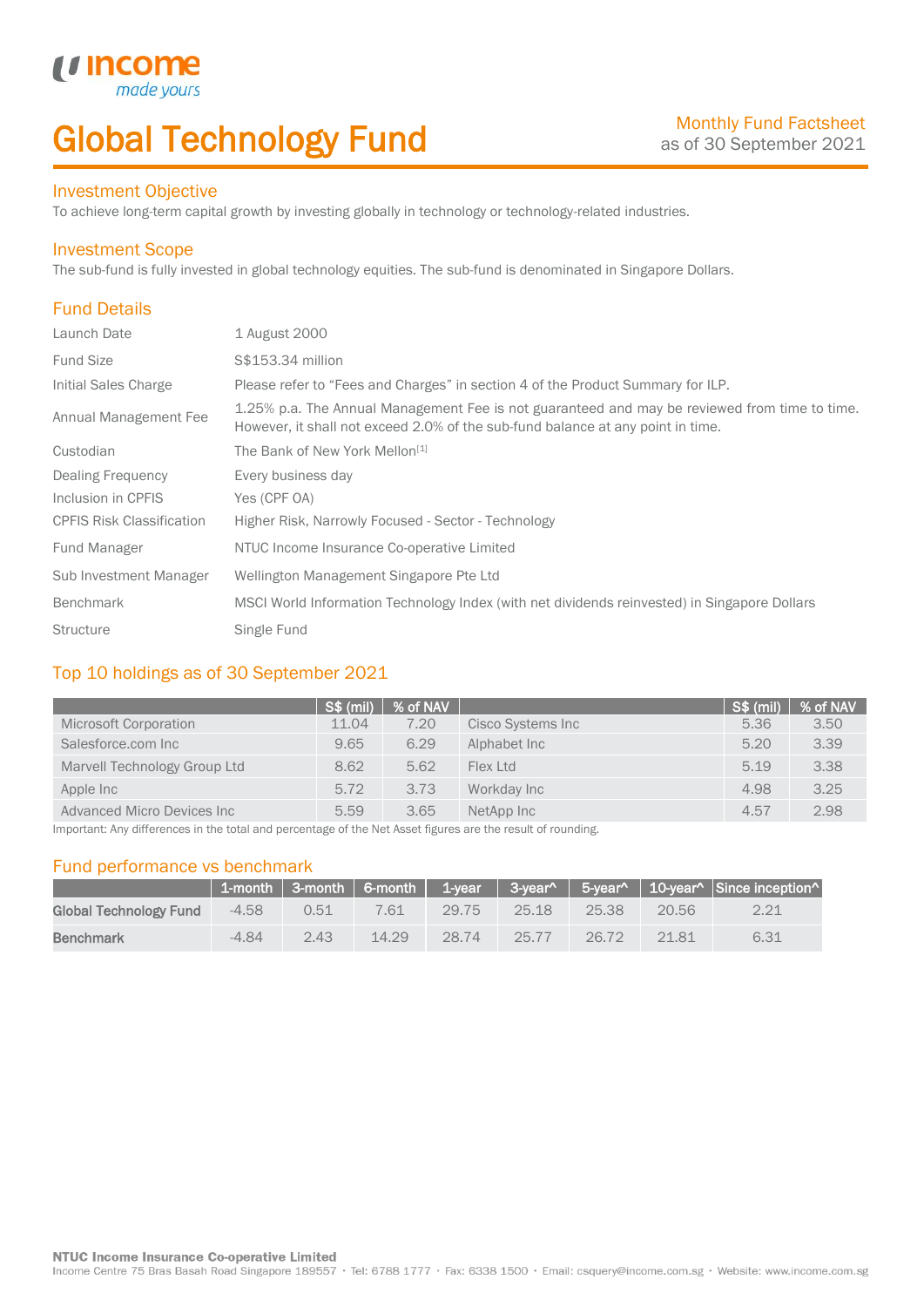# Global Technology Fund

Monthly Fund Factsheet
as of 30 September 2021

## Investment Objective

To achieve long-term capital growth by investing globally in technology or technology-related industries.

## Investment Scope

The sub-fund is fully invested in global technology equities. The sub-fund is denominated in Singapore Dollars.

## Fund Details

| | |
|---|---|
| Launch Date | 1 August 2000 |
| Fund Size | S$153.34 million |
| Initial Sales Charge | Please refer to "Fees and Charges" in section 4 of the Product Summary for ILP. |
| Annual Management Fee | 1.25% p.a. The Annual Management Fee is not guaranteed and may be reviewed from time to time. However, it shall not exceed 2.0% of the sub-fund balance at any point in time. |
| Custodian | The Bank of New York Mellon[1] |
| Dealing Frequency | Every business day |
| Inclusion in CPFIS | Yes (CPF OA) |
| CPFIS Risk Classification | Higher Risk, Narrowly Focused - Sector - Technology |
| Fund Manager | NTUC Income Insurance Co-operative Limited |
| Sub Investment Manager | Wellington Management Singapore Pte Ltd |
| Benchmark | MSCI World Information Technology Index (with net dividends reinvested) in Singapore Dollars |
| Structure | Single Fund |

## Top 10 holdings as of 30 September 2021

| | S$ (mil) | % of NAV | | S$ (mil) | % of NAV |
|---|---|---|---|---|---|
| Microsoft Corporation | 11.04 | 7.20 | Cisco Systems Inc | 5.36 | 3.50 |
| Salesforce.com Inc | 9.65 | 6.29 | Alphabet Inc | 5.20 | 3.39 |
| Marvell Technology Group Ltd | 8.62 | 5.62 | Flex Ltd | 5.19 | 3.38 |
| Apple Inc | 5.72 | 3.73 | Workday Inc | 4.98 | 3.25 |
| Advanced Micro Devices Inc | 5.59 | 3.65 | NetApp Inc | 4.57 | 2.98 |

Important: Any differences in the total and percentage of the Net Asset figures are the result of rounding.

## Fund performance vs benchmark

| | 1-month | 3-month | 6-month | 1-year | 3-year^ | 5-year^ | 10-year^ | Since inception^ |
|---|---|---|---|---|---|---|---|---|
| **Global Technology Fund** | -4.58 | 0.51 | 7.61 | 29.75 | 25.18 | 25.38 | 20.56 | 2.21 |
| **Benchmark** | -4.84 | 2.43 | 14.29 | 28.74 | 25.77 | 26.72 | 21.81 | 6.31 |

**NTUC Income Insurance Co-operative Limited**
Income Centre 75 Bras Basah Road Singapore 189557 • Tel: 6788 1777 • Fax: 6338 1500 • Email: csquery@income.com.sg • Website: www.income.com.sg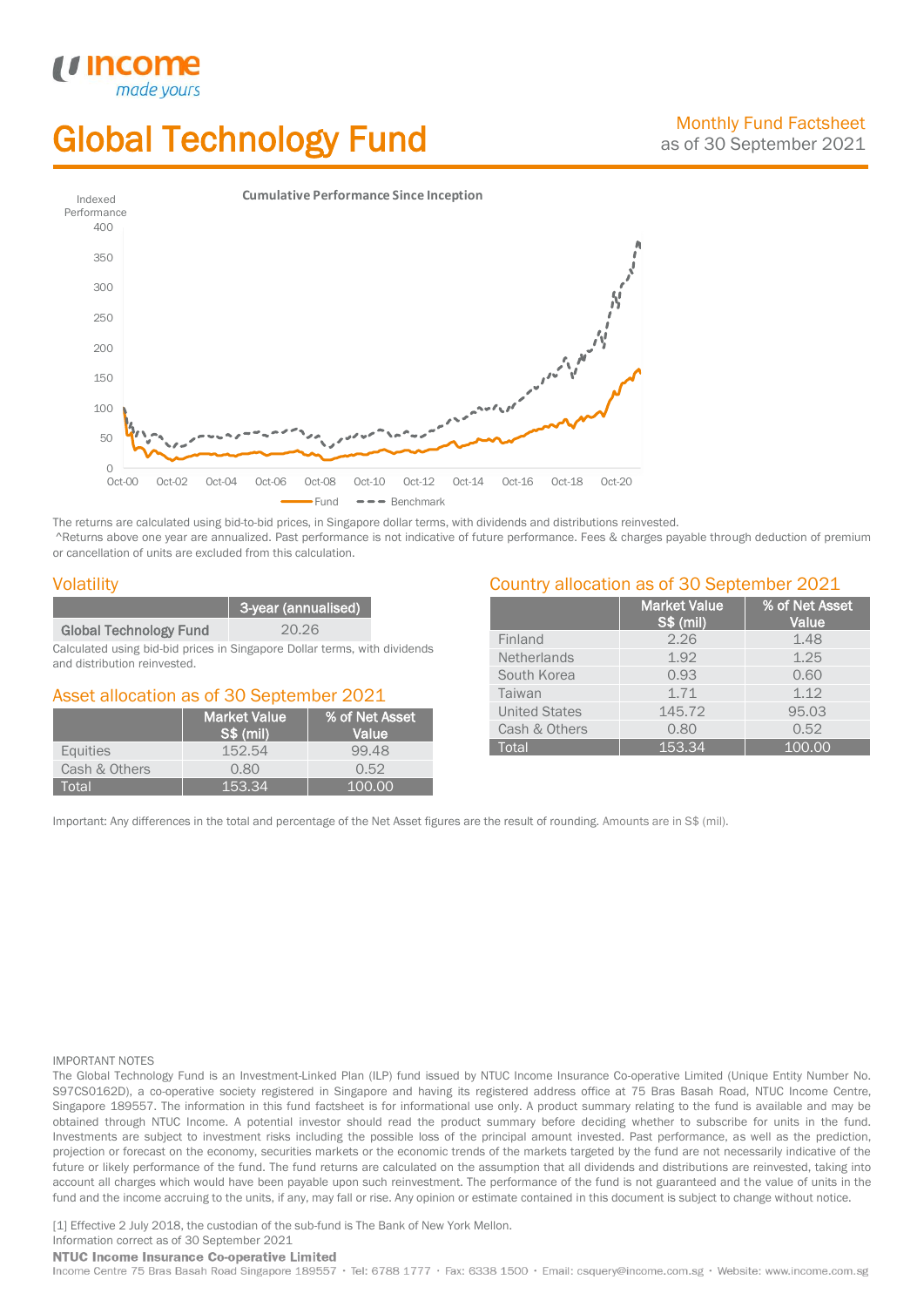# Global Technology Fund

Monthly Fund Factsheet
as of 30 September 2021

Cumulative Performance Since Inception

Indexed Performance

400
350
300
250
200
150
100
50
0

Oct-00 Oct-02 Oct-04 Oct-06 Oct-08 Oct-10 Oct-12 Oct-14 Oct-16 Oct-18 Oct-20

Fund
Benchmark

The returns are calculated using bid-to-bid prices, in Singapore dollar terms, with dividends and distributions reinvested.
^Returns above one year are annualized. Past performance is not indicative of future performance. Fees & charges payable through deduction of premium or cancellation of units are excluded from this calculation.

## Volatility

| | 3-year (annualised) |
|---|---|
| Global Technology Fund | 20.26 |

Calculated using bid-bid prices in Singapore Dollar terms, with dividends and distribution reinvested.

## Asset allocation as of 30 September 2021

| | Market Value S$ (mil) | % of Net Asset Value |
|---|---|---|
| Equities | 152.54 | 99.48 |
| Cash & Others | 0.80 | 0.52 |
| Total | 153.34 | 100.00 |

## Country allocation as of 30 September 2021

| | Market Value S$ (mil) | % of Net Asset Value |
|---|---|---|
| Finland | 2.26 | 1.48 |
| Netherlands | 1.92 | 1.25 |
| South Korea | 0.93 | 0.60 |
| Taiwan | 1.71 | 1.12 |
| United States | 145.72 | 95.03 |
| Cash & Others | 0.80 | 0.52 |
| Total | 153.34 | 100.00 |

Important: Any differences in the total and percentage of the Net Asset figures are the result of rounding. Amounts are in S$ (mil).

IMPORTANT NOTES

The Global Technology Fund is an Investment-Linked Plan (ILP) fund issued by NTUC Income Insurance Co-operative Limited (Unique Entity Number No. S97CS0162D), a co-operative society registered in Singapore and having its registered address office at 75 Bras Basah Road, NTUC Income Centre, Singapore 189557. The information in this fund factsheet is for informational use only. A product summary relating to the fund is available and may be obtained through NTUC Income. A potential investor should read the product summary before deciding whether to subscribe for units in the fund. Investments are subject to investment risks including the possible loss of the principal amount invested. Past performance, as well as the prediction, projection or forecast on the economy, securities markets or the economic trends of the markets targeted by the fund are not necessarily indicative of the future or likely performance of the fund. The fund returns are calculated on the assumption that all dividends and distributions are reinvested, taking into account all charges which would have been payable upon such reinvestment. The performance of the fund is not guaranteed and the value of units in the fund and the income accruing to the units, if any, may fall or rise. Any opinion or estimate contained in this document is subject to change without notice.

[1] Effective 2 July 2018, the custodian of the sub-fund is The Bank of New York Mellon.
Information correct as of 30 September 2021

**NTUC Income Insurance Co-operative Limited**
Income Centre 75 Bras Basah Road Singapore 189557 · Tel: 6788 1777 · Fax: 6338 1500 · Email: csquery@income.com.sg · Website: www.income.com.sg